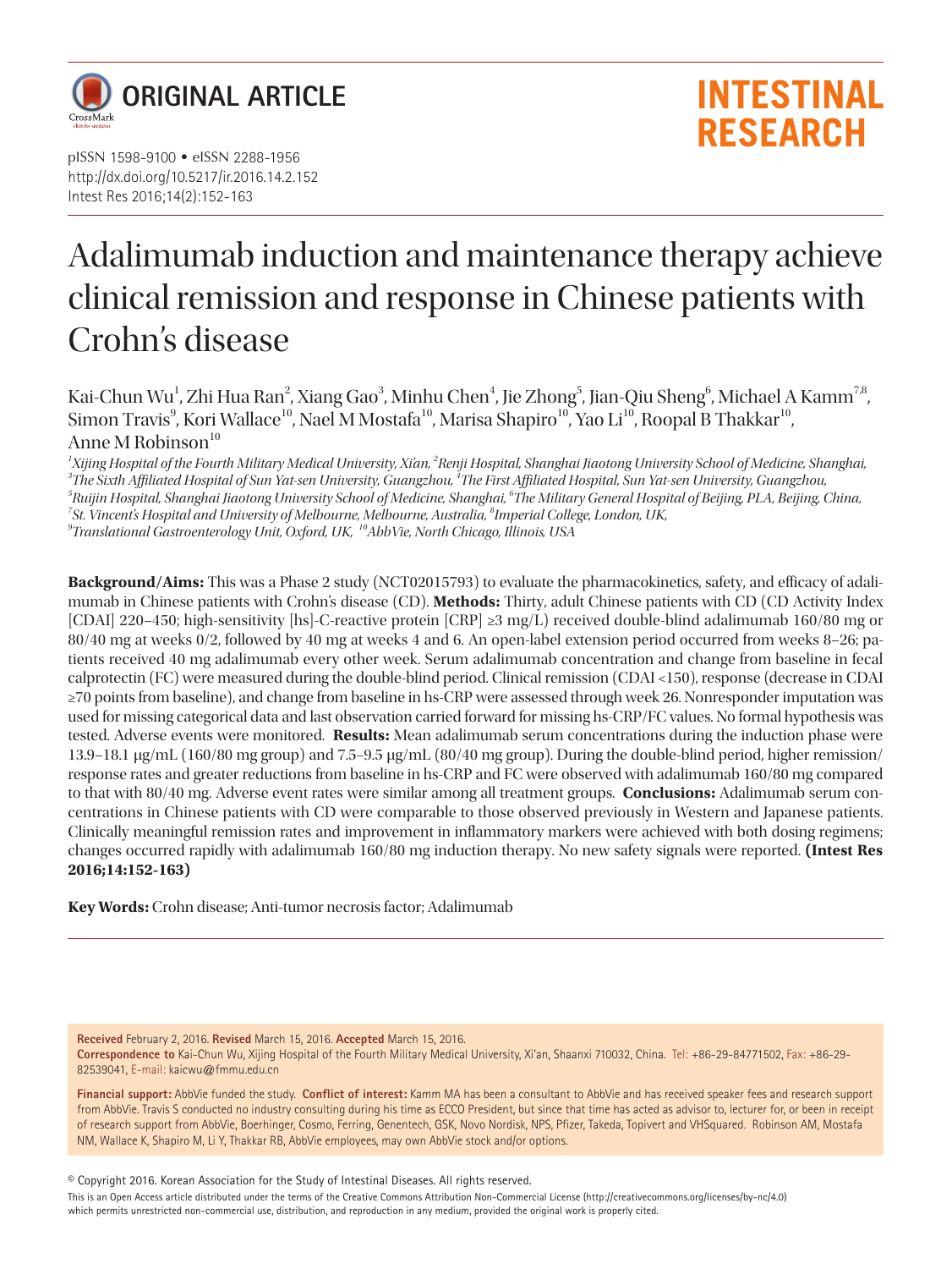ORIGINAL ARTICLE

INTESTINAL RESEARCH

pISSN 1598-9100 • eISSN 2288-1956
http://dx.doi.org/10.5217/ir.2016.14.2.152
Intest Res 2016;14(2):152-163

# Adalimumab induction and maintenance therapy achieve clinical remission and response in Chinese patients with Crohn's disease

Kai-Chun Wu[1], Zhi Hua Ran[2], Xiang Gao[3], Minhu Chen[4], Jie Zhong[5], Jian-Qiu Sheng[6], Michael A Kamm[7,8], Simon Travis[9], Kori Wallace[10], Nael M Mostafa[10], Marisa Shapiro[10], Yao Li[10], Roopal B Thakkar[10], Anne M Robinson[10]

*[1]Xijing Hospital of the Fourth Military Medical University, Xi'an, [2]Renji Hospital, Shanghai Jiaotong University School of Medicine, Shanghai, [3]The Sixth Affiliated Hospital of Sun Yat-sen University, Guangzhou, [4]The First Affiliated Hospital, Sun Yat-sen University, Guangzhou, [5]Ruijin Hospital, Shanghai Jiaotong University School of Medicine, Shanghai, [6]The Military General Hospital of Beijing, PLA, Beijing, China, [7]St. Vincent's Hospital and University of Melbourne, Melbourne, Australia, [8]Imperial College, London, UK, [9]Translational Gastroenterology Unit, Oxford, UK, [10]AbbVie, North Chicago, Illinois, USA*

**Background/Aims:** This was a Phase 2 study (NCT02015793) to evaluate the pharmacokinetics, safety, and efficacy of adalimumab in Chinese patients with Crohn's disease (CD). **Methods:** Thirty, adult Chinese patients with CD (CD Activity Index [CDAI] 220–450; high-sensitivity [hs]-C-reactive protein [CRP] ≥3 mg/L) received double-blind adalimumab 160/80 mg or 80/40 mg at weeks 0/2, followed by 40 mg at weeks 4 and 6. An open-label extension period occurred from weeks 8–26; patients received 40 mg adalimumab every other week. Serum adalimumab concentration and change from baseline in fecal calprotectin (FC) were measured during the double-blind period. Clinical remission (CDAI <150), response (decrease in CDAI ≥70 points from baseline), and change from baseline in hs-CRP were assessed through week 26. Nonresponder imputation was used for missing categorical data and last observation carried forward for missing hs-CRP/FC values. No formal hypothesis was tested. Adverse events were monitored. **Results:** Mean adalimumab serum concentrations during the induction phase were 13.9–18.1 μg/mL (160/80 mg group) and 7.5–9.5 μg/mL (80/40 mg group). During the double-blind period, higher remission/response rates and greater reductions from baseline in hs-CRP and FC were observed with adalimumab 160/80 mg compared to that with 80/40 mg. Adverse event rates were similar among all treatment groups. **Conclusions:** Adalimumab serum concentrations in Chinese patients with CD were comparable to those observed previously in Western and Japanese patients. Clinically meaningful remission rates and improvement in inflammatory markers were achieved with both dosing regimens; changes occurred rapidly with adalimumab 160/80 mg induction therapy. No new safety signals were reported. **(Intest Res 2016;14:152-163)**

**Key Words:** Crohn disease; Anti-tumor necrosis factor; Adalimumab

**Received** February 2, 2016. **Revised** March 15, 2016. **Accepted** March 15, 2016.
**Correspondence to** Kai-Chun Wu, Xijing Hospital of the Fourth Military Medical University, Xi'an, Shaanxi 710032, China. Tel: +86-29-84771502, Fax: +86-29-82539041, E-mail: kaicwu@fmmu.edu.cn

**Financial support:** AbbVie funded the study. **Conflict of interest:** Kamm MA has been a consultant to AbbVie and has received speaker fees and research support from AbbVie. Travis S conducted no industry consulting during his time as ECCO President, but since that time has acted as advisor to, lecturer for, or been in receipt of research support from AbbVie, Boerhinger, Cosmo, Ferring, Genentech, GSK, Novo Nordisk, NPS, Pfizer, Takeda, Topivert and VHSquared. Robinson AM, Mostafa NM, Wallace K, Shapiro M, Li Y, Thakkar RB, AbbVie employees, may own AbbVie stock and/or options.

© Copyright 2016. Korean Association for the Study of Intestinal Diseases. All rights reserved.

This is an Open Access article distributed under the terms of the Creative Commons Attribution Non-Commercial License (http://creativecommons.org/licenses/by-nc/4.0) which permits unrestricted non-commercial use, distribution, and reproduction in any medium, provided the original work is properly cited.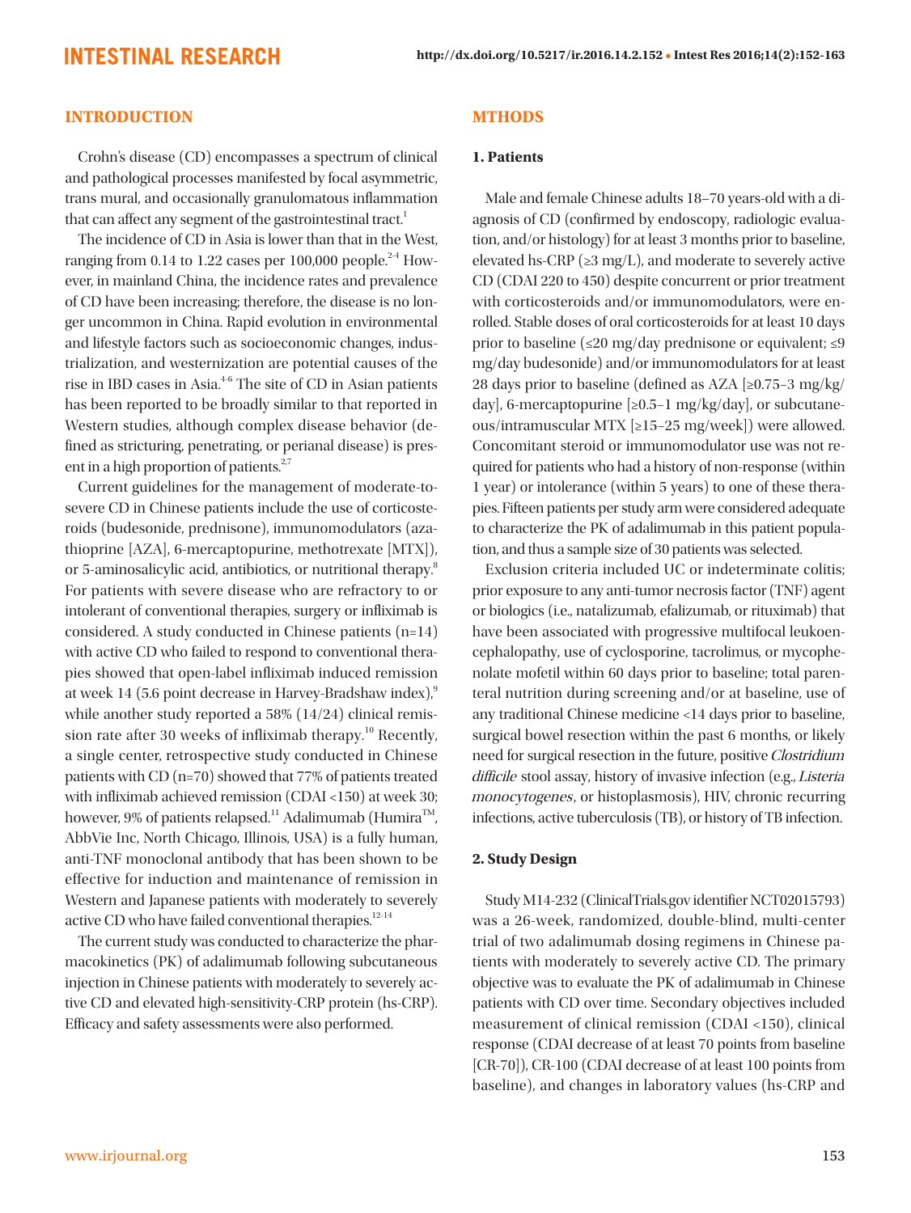## INTRODUCTION

Crohn's disease (CD) encompasses a spectrum of clinical and pathological processes manifested by focal asymmetric, trans mural, and occasionally granulomatous inflammation that can affect any segment of the gastrointestinal tract.[1]

The incidence of CD in Asia is lower than that in the West, ranging from 0.14 to 1.22 cases per 100,000 people.[2-4] However, in mainland China, the incidence rates and prevalence of CD have been increasing; therefore, the disease is no longer uncommon in China. Rapid evolution in environmental and lifestyle factors such as socioeconomic changes, industrialization, and westernization are potential causes of the rise in IBD cases in Asia.[4-6] The site of CD in Asian patients has been reported to be broadly similar to that reported in Western studies, although complex disease behavior (defined as stricturing, penetrating, or perianal disease) is present in a high proportion of patients.[2,7]

Current guidelines for the management of moderate-to-severe CD in Chinese patients include the use of corticosteroids (budesonide, prednisone), immunomodulators (azathioprine [AZA], 6-mercaptopurine, methotrexate [MTX]), or 5-aminosalicylic acid, antibiotics, or nutritional therapy.[8] For patients with severe disease who are refractory to or intolerant of conventional therapies, surgery or infliximab is considered. A study conducted in Chinese patients (n=14) with active CD who failed to respond to conventional therapies showed that open-label infliximab induced remission at week 14 (5.6 point decrease in Harvey-Bradshaw index),[9] while another study reported a 58% (14/24) clinical remission rate after 30 weeks of infliximab therapy.[10] Recently, a single center, retrospective study conducted in Chinese patients with CD (n=70) showed that 77% of patients treated with infliximab achieved remission (CDAI <150) at week 30; however, 9% of patients relapsed.[11] Adalimumab (Humira™, AbbVie Inc, North Chicago, Illinois, USA) is a fully human, anti-TNF monoclonal antibody that has been shown to be effective for induction and maintenance of remission in Western and Japanese patients with moderately to severely active CD who have failed conventional therapies.[12-14]

The current study was conducted to characterize the pharmacokinetics (PK) of adalimumab following subcutaneous injection in Chinese patients with moderately to severely active CD and elevated high-sensitivity-CRP protein (hs-CRP). Efficacy and safety assessments were also performed.

## MTHODS

### 1. Patients

Male and female Chinese adults 18–70 years-old with a diagnosis of CD (confirmed by endoscopy, radiologic evaluation, and/or histology) for at least 3 months prior to baseline, elevated hs-CRP (≥3 mg/L), and moderate to severely active CD (CDAI 220 to 450) despite concurrent or prior treatment with corticosteroids and/or immunomodulators, were enrolled. Stable doses of oral corticosteroids for at least 10 days prior to baseline (≤20 mg/day prednisone or equivalent; ≤9 mg/day budesonide) and/or immunomodulators for at least 28 days prior to baseline (defined as AZA [≥0.75–3 mg/kg/day], 6-mercaptopurine [≥0.5–1 mg/kg/day], or subcutaneous/intramuscular MTX [≥15–25 mg/week]) were allowed. Concomitant steroid or immunomodulator use was not required for patients who had a history of non-response (within 1 year) or intolerance (within 5 years) to one of these therapies. Fifteen patients per study arm were considered adequate to characterize the PK of adalimumab in this patient population, and thus a sample size of 30 patients was selected.

Exclusion criteria included UC or indeterminate colitis; prior exposure to any anti-tumor necrosis factor (TNF) agent or biologics (i.e., natalizumab, efalizumab, or rituximab) that have been associated with progressive multifocal leukoencephalopathy, use of cyclosporine, tacrolimus, or mycophenolate mofetil within 60 days prior to baseline; total parenteral nutrition during screening and/or at baseline, use of any traditional Chinese medicine <14 days prior to baseline, surgical bowel resection within the past 6 months, or likely need for surgical resection in the future, positive *Clostridium difficile* stool assay, history of invasive infection (e.g., *Listeria monocytogenes*, or histoplasmosis), HIV, chronic recurring infections, active tuberculosis (TB), or history of TB infection.

### 2. Study Design

Study M14-232 (ClinicalTrials.gov identifier NCT02015793) was a 26-week, randomized, double-blind, multi-center trial of two adalimumab dosing regimens in Chinese patients with moderately to severely active CD. The primary objective was to evaluate the PK of adalimumab in Chinese patients with CD over time. Secondary objectives included measurement of clinical remission (CDAI <150), clinical response (CDAI decrease of at least 70 points from baseline [CR-70]), CR-100 (CDAI decrease of at least 100 points from baseline), and changes in laboratory values (hs-CRP and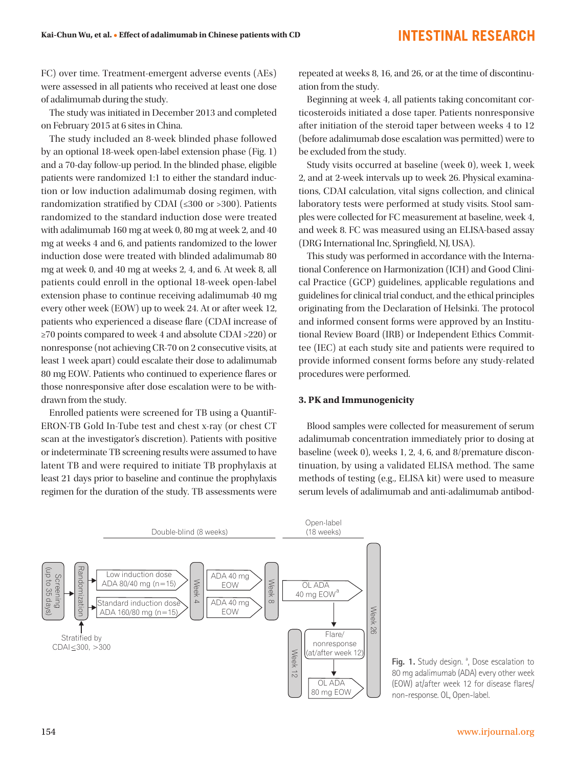FC) over time. Treatment-emergent adverse events (AEs) were assessed in all patients who received at least one dose of adalimumab during the study.

The study was initiated in December 2013 and completed on February 2015 at 6 sites in China.

The study included an 8-week blinded phase followed by an optional 18-week open-label extension phase (Fig. 1) and a 70-day follow-up period. In the blinded phase, eligible patients were randomized 1:1 to either the standard induction or low induction adalimumab dosing regimen, with randomization stratified by CDAI (≤300 or >300). Patients randomized to the standard induction dose were treated with adalimumab 160 mg at week 0, 80 mg at week 2, and 40 mg at weeks 4 and 6, and patients randomized to the lower induction dose were treated with blinded adalimumab 80 mg at week 0, and 40 mg at weeks 2, 4, and 6. At week 8, all patients could enroll in the optional 18-week open-label extension phase to continue receiving adalimumab 40 mg every other week (EOW) up to week 24. At or after week 12, patients who experienced a disease flare (CDAI increase of ≥70 points compared to week 4 and absolute CDAI >220) or nonresponse (not achieving CR-70 on 2 consecutive visits, at least 1 week apart) could escalate their dose to adalimumab 80 mg EOW. Patients who continued to experience flares or those nonresponsive after dose escalation were to be withdrawn from the study.

Enrolled patients were screened for TB using a QuantiFERON-TB Gold In-Tube test and chest x-ray (or chest CT scan at the investigator's discretion). Patients with positive or indeterminate TB screening results were assumed to have latent TB and were required to initiate TB prophylaxis at least 21 days prior to baseline and continue the prophylaxis regimen for the duration of the study. TB assessments were repeated at weeks 8, 16, and 26, or at the time of discontinuation from the study.

Beginning at week 4, all patients taking concomitant corticosteroids initiated a dose taper. Patients nonresponsive after initiation of the steroid taper between weeks 4 to 12 (before adalimumab dose escalation was permitted) were to be excluded from the study.

Study visits occurred at baseline (week 0), week 1, week 2, and at 2-week intervals up to week 26. Physical examinations, CDAI calculation, vital signs collection, and clinical laboratory tests were performed at study visits. Stool samples were collected for FC measurement at baseline, week 4, and week 8. FC was measured using an ELISA-based assay (DRG International Inc, Springfield, NJ, USA).

This study was performed in accordance with the International Conference on Harmonization (ICH) and Good Clinical Practice (GCP) guidelines, applicable regulations and guidelines for clinical trial conduct, and the ethical principles originating from the Declaration of Helsinki. The protocol and informed consent forms were approved by an Institutional Review Board (IRB) or Independent Ethics Committee (IEC) at each study site and patients were required to provide informed consent forms before any study-related procedures were performed.

### 3. PK and Immunogenicity

Blood samples were collected for measurement of serum adalimumab concentration immediately prior to dosing at baseline (week 0), weeks 1, 2, 4, 6, and 8/premature discontinuation, by using a validated ELISA method. The same methods of testing (e.g., ELISA kit) were used to measure serum levels of adalimumab and anti-adalimumab antibod-

Double-blind (8 weeks) | Open-label (18 weeks)

Screening (up to 35 days) → Randomization (Stratified by CDAI ≤300, >300) → Low induction dose ADA 80/40 mg (n=15) / Standard induction dose ADA 160/80 mg (n=15) → Week 4 → ADA 40 mg EOW → Week 8 → OL ADA 40 mg EOW[a] → Flare/nonresponse (at/after week 12) → Week 12 → OL ADA 80 mg EOW → Week 26

**Fig. 1.** Study design. [a], Dose escalation to 80 mg adalimumab (ADA) every other week (EOW) at/after week 12 for disease flares/non-response. OL, Open-label.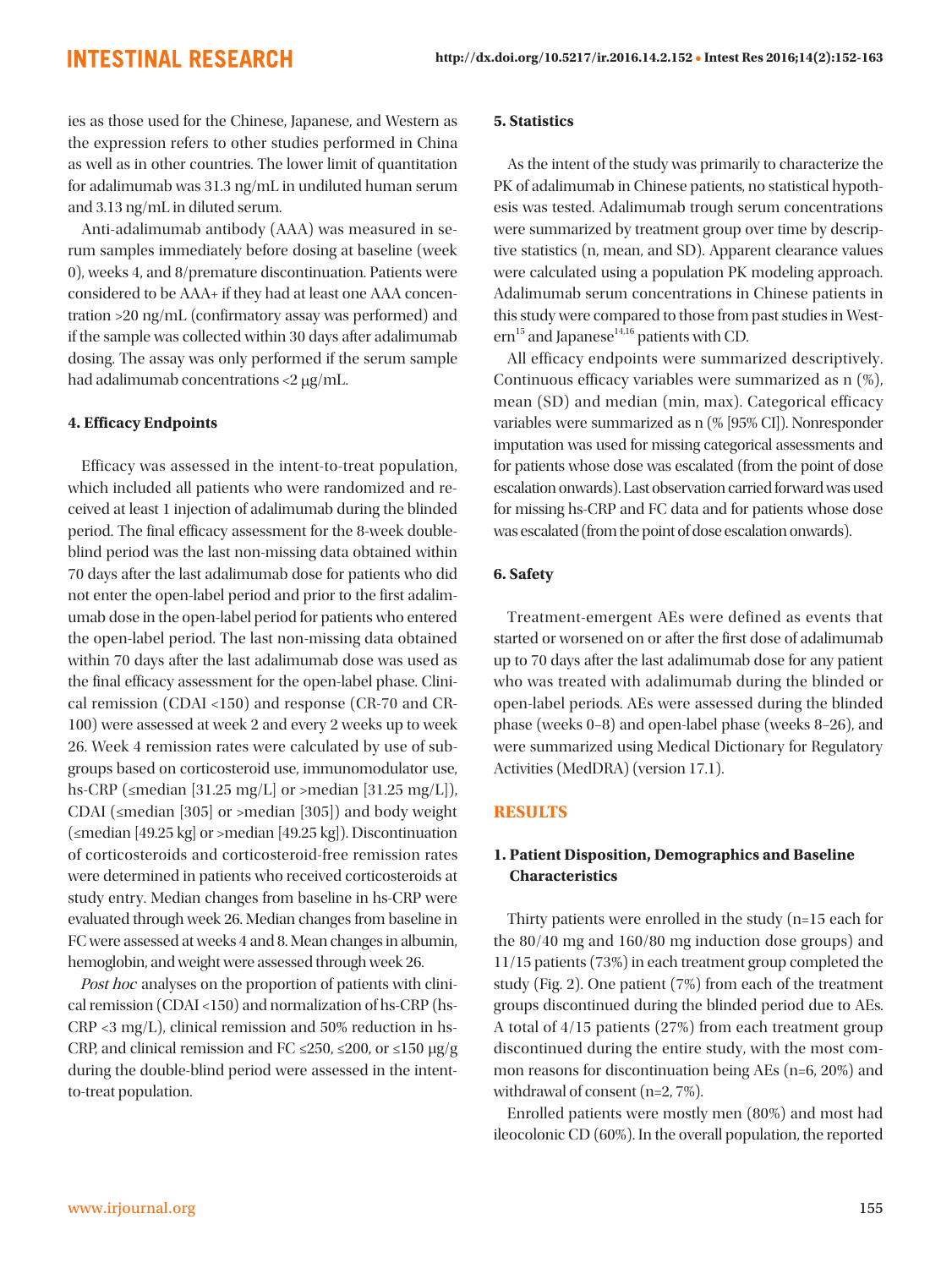ies as those used for the Chinese, Japanese, and Western as the expression refers to other studies performed in China as well as in other countries. The lower limit of quantitation for adalimumab was 31.3 ng/mL in undiluted human serum and 3.13 ng/mL in diluted serum.

Anti-adalimumab antibody (AAA) was measured in serum samples immediately before dosing at baseline (week 0), weeks 4, and 8/premature discontinuation. Patients were considered to be AAA+ if they had at least one AAA concentration >20 ng/mL (confirmatory assay was performed) and if the sample was collected within 30 days after adalimumab dosing. The assay was only performed if the serum sample had adalimumab concentrations <2 μg/mL.

### 4. Efficacy Endpoints

Efficacy was assessed in the intent-to-treat population, which included all patients who were randomized and received at least 1 injection of adalimumab during the blinded period. The final efficacy assessment for the 8-week double-blind period was the last non-missing data obtained within 70 days after the last adalimumab dose for patients who did not enter the open-label period and prior to the first adalimumab dose in the open-label period for patients who entered the open-label period. The last non-missing data obtained within 70 days after the last adalimumab dose was used as the final efficacy assessment for the open-label phase. Clinical remission (CDAI <150) and response (CR-70 and CR-100) were assessed at week 2 and every 2 weeks up to week 26. Week 4 remission rates were calculated by use of subgroups based on corticosteroid use, immunomodulator use, hs-CRP (≤median [31.25 mg/L] or >median [31.25 mg/L]), CDAI (≤median [305] or >median [305]) and body weight (≤median [49.25 kg] or >median [49.25 kg]). Discontinuation of corticosteroids and corticosteroid-free remission rates were determined in patients who received corticosteroids at study entry. Median changes from baseline in hs-CRP were evaluated through week 26. Median changes from baseline in FC were assessed at weeks 4 and 8. Mean changes in albumin, hemoglobin, and weight were assessed through week 26.

*Post hoc* analyses on the proportion of patients with clinical remission (CDAI <150) and normalization of hs-CRP (hs-CRP <3 mg/L), clinical remission and 50% reduction in hs-CRP, and clinical remission and FC ≤250, ≤200, or ≤150 μg/g during the double-blind period were assessed in the intent-to-treat population.

### 5. Statistics

As the intent of the study was primarily to characterize the PK of adalimumab in Chinese patients, no statistical hypothesis was tested. Adalimumab trough serum concentrations were summarized by treatment group over time by descriptive statistics (n, mean, and SD). Apparent clearance values were calculated using a population PK modeling approach. Adalimumab serum concentrations in Chinese patients in this study were compared to those from past studies in Western[15] and Japanese[14,16] patients with CD.

All efficacy endpoints were summarized descriptively. Continuous efficacy variables were summarized as n (%), mean (SD) and median (min, max). Categorical efficacy variables were summarized as n (% [95% CI]). Nonresponder imputation was used for missing categorical assessments and for patients whose dose was escalated (from the point of dose escalation onwards). Last observation carried forward was used for missing hs-CRP and FC data and for patients whose dose was escalated (from the point of dose escalation onwards).

### 6. Safety

Treatment-emergent AEs were defined as events that started or worsened on or after the first dose of adalimumab up to 70 days after the last adalimumab dose for any patient who was treated with adalimumab during the blinded or open-label periods. AEs were assessed during the blinded phase (weeks 0–8) and open-label phase (weeks 8–26), and were summarized using Medical Dictionary for Regulatory Activities (MedDRA) (version 17.1).

## RESULTS

### 1. Patient Disposition, Demographics and Baseline Characteristics

Thirty patients were enrolled in the study (n=15 each for the 80/40 mg and 160/80 mg induction dose groups) and 11/15 patients (73%) in each treatment group completed the study (Fig. 2). One patient (7%) from each of the treatment groups discontinued during the blinded period due to AEs. A total of 4/15 patients (27%) from each treatment group discontinued during the entire study, with the most common reasons for discontinuation being AEs (n=6, 20%) and withdrawal of consent (n=2, 7%).

Enrolled patients were mostly men (80%) and most had ileocolonic CD (60%). In the overall population, the reported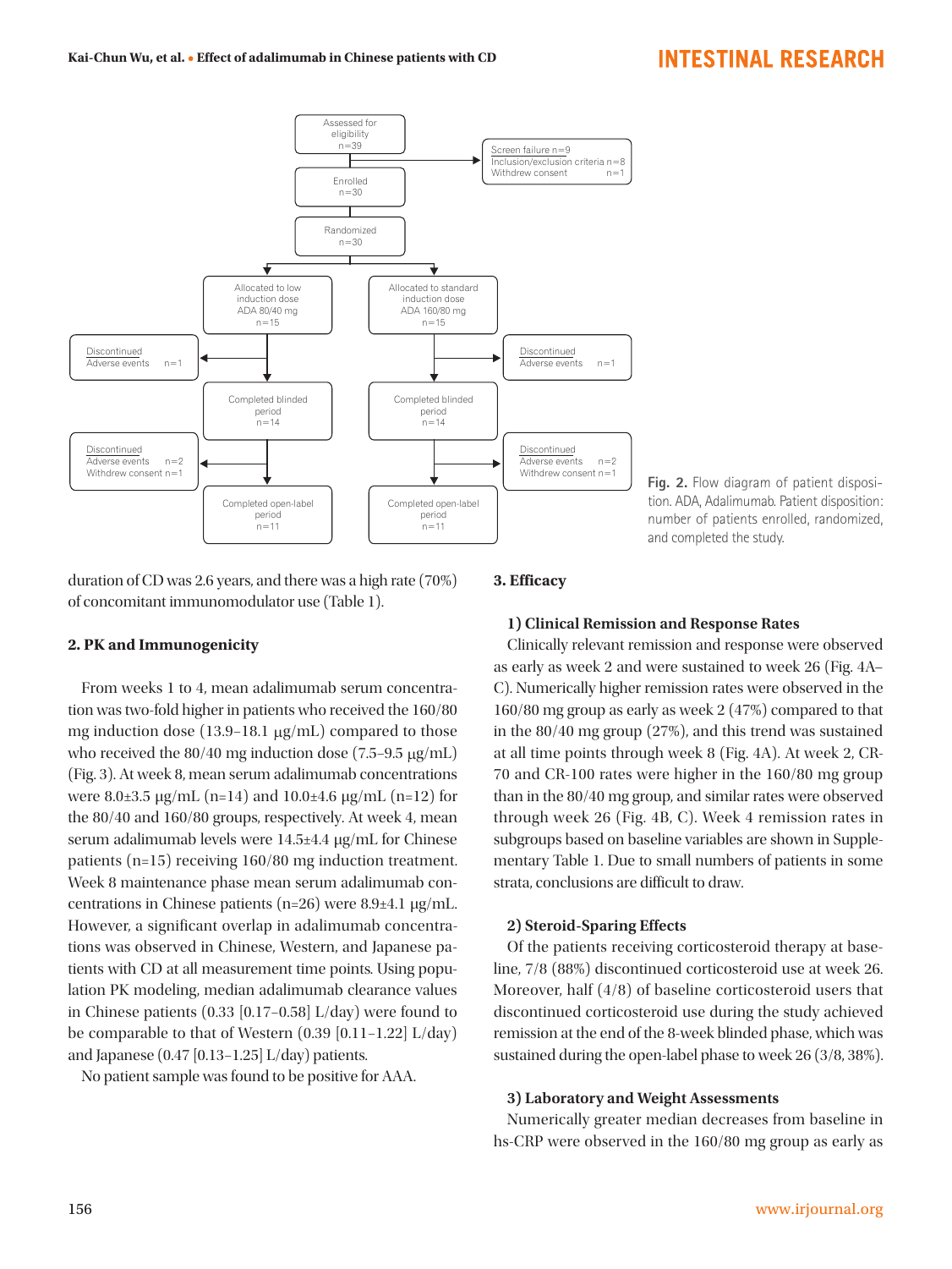Fig. 2. Flow diagram of patient disposition. ADA, Adalimumab. Patient disposition: number of patients enrolled, randomized, and completed the study.

duration of CD was 2.6 years, and there was a high rate (70%) of concomitant immunomodulator use (Table 1).

### 2. PK and Immunogenicity

From weeks 1 to 4, mean adalimumab serum concentration was two-fold higher in patients who received the 160/80 mg induction dose (13.9–18.1 μg/mL) compared to those who received the 80/40 mg induction dose (7.5–9.5 μg/mL) (Fig. 3). At week 8, mean serum adalimumab concentrations were 8.0±3.5 μg/mL (n=14) and 10.0±4.6 μg/mL (n=12) for the 80/40 and 160/80 groups, respectively. At week 4, mean serum adalimumab levels were 14.5±4.4 μg/mL for Chinese patients (n=15) receiving 160/80 mg induction treatment. Week 8 maintenance phase mean serum adalimumab concentrations in Chinese patients (n=26) were 8.9±4.1 μg/mL. However, a significant overlap in adalimumab concentrations was observed in Chinese, Western, and Japanese patients with CD at all measurement time points. Using population PK modeling, median adalimumab clearance values in Chinese patients (0.33 [0.17–0.58] L/day) were found to be comparable to that of Western (0.39 [0.11–1.22] L/day) and Japanese (0.47 [0.13–1.25] L/day) patients.

No patient sample was found to be positive for AAA.

### 3. Efficacy

#### 1) Clinical Remission and Response Rates

Clinically relevant remission and response were observed as early as week 2 and were sustained to week 26 (Fig. 4A–C). Numerically higher remission rates were observed in the 160/80 mg group as early as week 2 (47%) compared to that in the 80/40 mg group (27%), and this trend was sustained at all time points through week 8 (Fig. 4A). At week 2, CR-70 and CR-100 rates were higher in the 160/80 mg group than in the 80/40 mg group, and similar rates were observed through week 26 (Fig. 4B, C). Week 4 remission rates in subgroups based on baseline variables are shown in Supplementary Table 1. Due to small numbers of patients in some strata, conclusions are difficult to draw.

#### 2) Steroid-Sparing Effects

Of the patients receiving corticosteroid therapy at baseline, 7/8 (88%) discontinued corticosteroid use at week 26. Moreover, half (4/8) of baseline corticosteroid users that discontinued corticosteroid use during the study achieved remission at the end of the 8-week blinded phase, which was sustained during the open-label phase to week 26 (3/8, 38%).

#### 3) Laboratory and Weight Assessments

Numerically greater median decreases from baseline in hs-CRP were observed in the 160/80 mg group as early as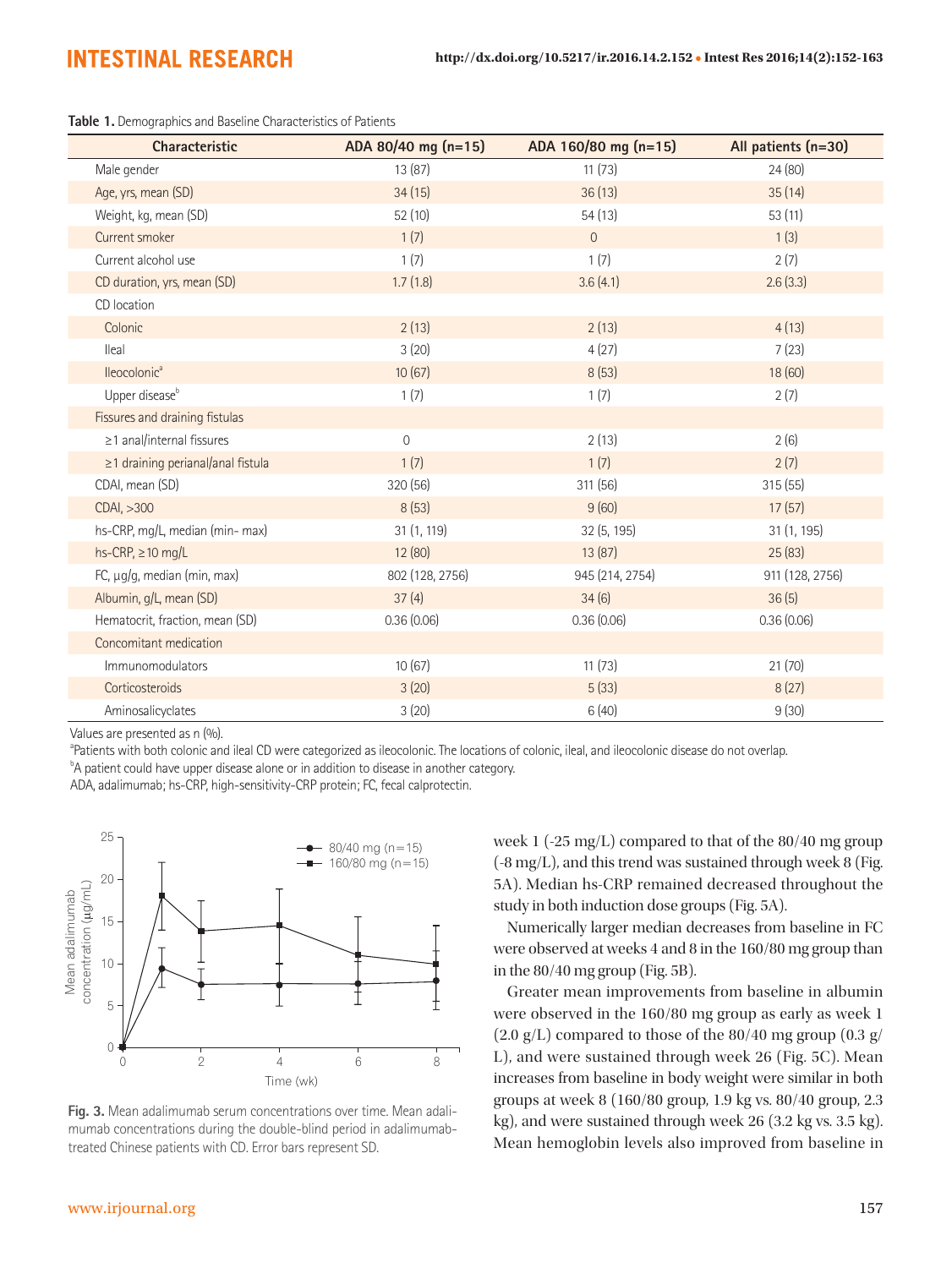**Table 1.** Demographics and Baseline Characteristics of Patients

| Characteristic | ADA 80/40 mg (n=15) | ADA 160/80 mg (n=15) | All patients (n=30) |
|---|---|---|---|
| Male gender | 13 (87) | 11 (73) | 24 (80) |
| Age, yrs, mean (SD) | 34 (15) | 36 (13) | 35 (14) |
| Weight, kg, mean (SD) | 52 (10) | 54 (13) | 53 (11) |
| Current smoker | 1 (7) | 0 | 1 (3) |
| Current alcohol use | 1 (7) | 1 (7) | 2 (7) |
| CD duration, yrs, mean (SD) | 1.7 (1.8) | 3.6 (4.1) | 2.6 (3.3) |
| CD location | | | |
| Colonic | 2 (13) | 2 (13) | 4 (13) |
| Ileal | 3 (20) | 4 (27) | 7 (23) |
| Ileocolonic[a] | 10 (67) | 8 (53) | 18 (60) |
| Upper disease[b] | 1 (7) | 1 (7) | 2 (7) |
| Fissures and draining fistulas | | | |
| ≥1 anal/internal fissures | 0 | 2 (13) | 2 (6) |
| ≥1 draining perianal/anal fistula | 1 (7) | 1 (7) | 2 (7) |
| CDAI, mean (SD) | 320 (56) | 311 (56) | 315 (55) |
| CDAI, >300 | 8 (53) | 9 (60) | 17 (57) |
| hs-CRP, mg/L, median (min- max) | 31 (1, 119) | 32 (5, 195) | 31 (1, 195) |
| hs-CRP, ≥10 mg/L | 12 (80) | 13 (87) | 25 (83) |
| FC, μg/g, median (min, max) | 802 (128, 2756) | 945 (214, 2754) | 911 (128, 2756) |
| Albumin, g/L, mean (SD) | 37 (4) | 34 (6) | 36 (5) |
| Hematocrit, fraction, mean (SD) | 0.36 (0.06) | 0.36 (0.06) | 0.36 (0.06) |
| Concomitant medication | | | |
| Immunomodulators | 10 (67) | 11 (73) | 21 (70) |
| Corticosteroids | 3 (20) | 5 (33) | 8 (27) |
| Aminosalicyclates | 3 (20) | 6 (40) | 9 (30) |

Values are presented as n (%).

[a]Patients with both colonic and ileal CD were categorized as ileocolonic. The locations of colonic, ileal, and ileocolonic disease do not overlap.

[b]A patient could have upper disease alone or in addition to disease in another category.

ADA, adalimumab; hs-CRP, high-sensitivity-CRP protein; FC, fecal calprotectin.

**Fig. 3.** Mean adalimumab serum concentrations over time. Mean adalimumab concentrations during the double-blind period in adalimumab-treated Chinese patients with CD. Error bars represent SD.

week 1 (-25 mg/L) compared to that of the 80/40 mg group (-8 mg/L), and this trend was sustained through week 8 (Fig. 5A). Median hs-CRP remained decreased throughout the study in both induction dose groups (Fig. 5A).

Numerically larger median decreases from baseline in FC were observed at weeks 4 and 8 in the 160/80 mg group than in the 80/40 mg group (Fig. 5B).

Greater mean improvements from baseline in albumin were observed in the 160/80 mg group as early as week 1 (2.0 g/L) compared to those of the 80/40 mg group (0.3 g/L), and were sustained through week 26 (Fig. 5C). Mean increases from baseline in body weight were similar in both groups at week 8 (160/80 group, 1.9 kg vs. 80/40 group, 2.3 kg), and were sustained through week 26 (3.2 kg vs. 3.5 kg). Mean hemoglobin levels also improved from baseline in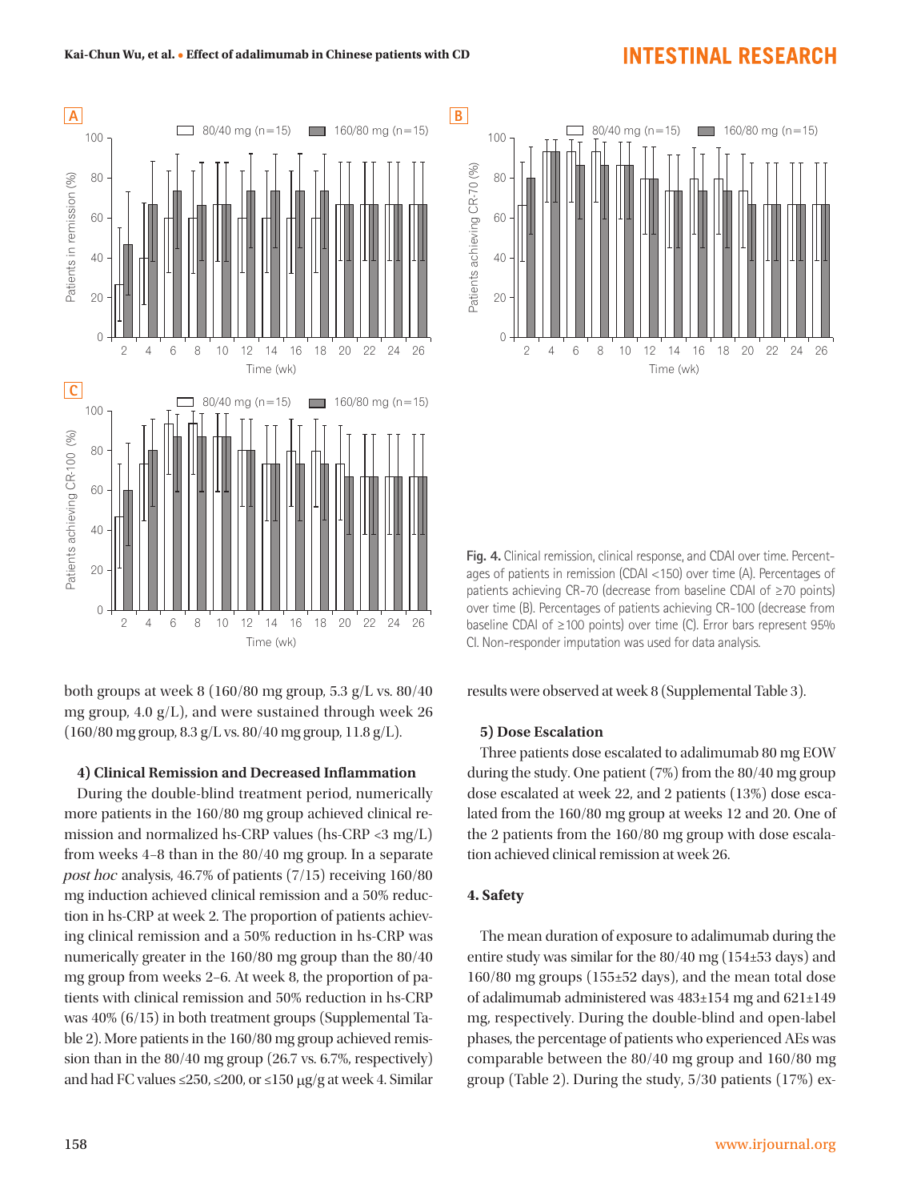Fig. 4. Clinical remission, clinical response, and CDAI over time. Percentages of patients in remission (CDAI <150) over time (A). Percentages of patients achieving CR-70 (decrease from baseline CDAI of ≥70 points) over time (B). Percentages of patients achieving CR-100 (decrease from baseline CDAI of ≥100 points) over time (C). Error bars represent 95% CI. Non-responder imputation was used for data analysis.

both groups at week 8 (160/80 mg group, 5.3 g/L vs. 80/40 mg group, 4.0 g/L), and were sustained through week 26 (160/80 mg group, 8.3 g/L vs. 80/40 mg group, 11.8 g/L).

#### 4) Clinical Remission and Decreased Inflammation

During the double-blind treatment period, numerically more patients in the 160/80 mg group achieved clinical remission and normalized hs-CRP values (hs-CRP <3 mg/L) from weeks 4–8 than in the 80/40 mg group. In a separate *post hoc* analysis, 46.7% of patients (7/15) receiving 160/80 mg induction achieved clinical remission and a 50% reduction in hs-CRP at week 2. The proportion of patients achieving clinical remission and a 50% reduction in hs-CRP was numerically greater in the 160/80 mg group than the 80/40 mg group from weeks 2–6. At week 8, the proportion of patients with clinical remission and 50% reduction in hs-CRP was 40% (6/15) in both treatment groups (Supplemental Table 2). More patients in the 160/80 mg group achieved remission than in the 80/40 mg group (26.7 vs. 6.7%, respectively) and had FC values ≤250, ≤200, or ≤150 μg/g at week 4. Similar results were observed at week 8 (Supplemental Table 3).

#### 5) Dose Escalation

Three patients dose escalated to adalimumab 80 mg EOW during the study. One patient (7%) from the 80/40 mg group dose escalated at week 22, and 2 patients (13%) dose escalated from the 160/80 mg group at weeks 12 and 20. One of the 2 patients from the 160/80 mg group with dose escalation achieved clinical remission at week 26.

### 4. Safety

The mean duration of exposure to adalimumab during the entire study was similar for the 80/40 mg (154±53 days) and 160/80 mg groups (155±52 days), and the mean total dose of adalimumab administered was 483±154 mg and 621±149 mg, respectively. During the double-blind and open-label phases, the percentage of patients who experienced AEs was comparable between the 80/40 mg group and 160/80 mg group (Table 2). During the study, 5/30 patients (17%) ex-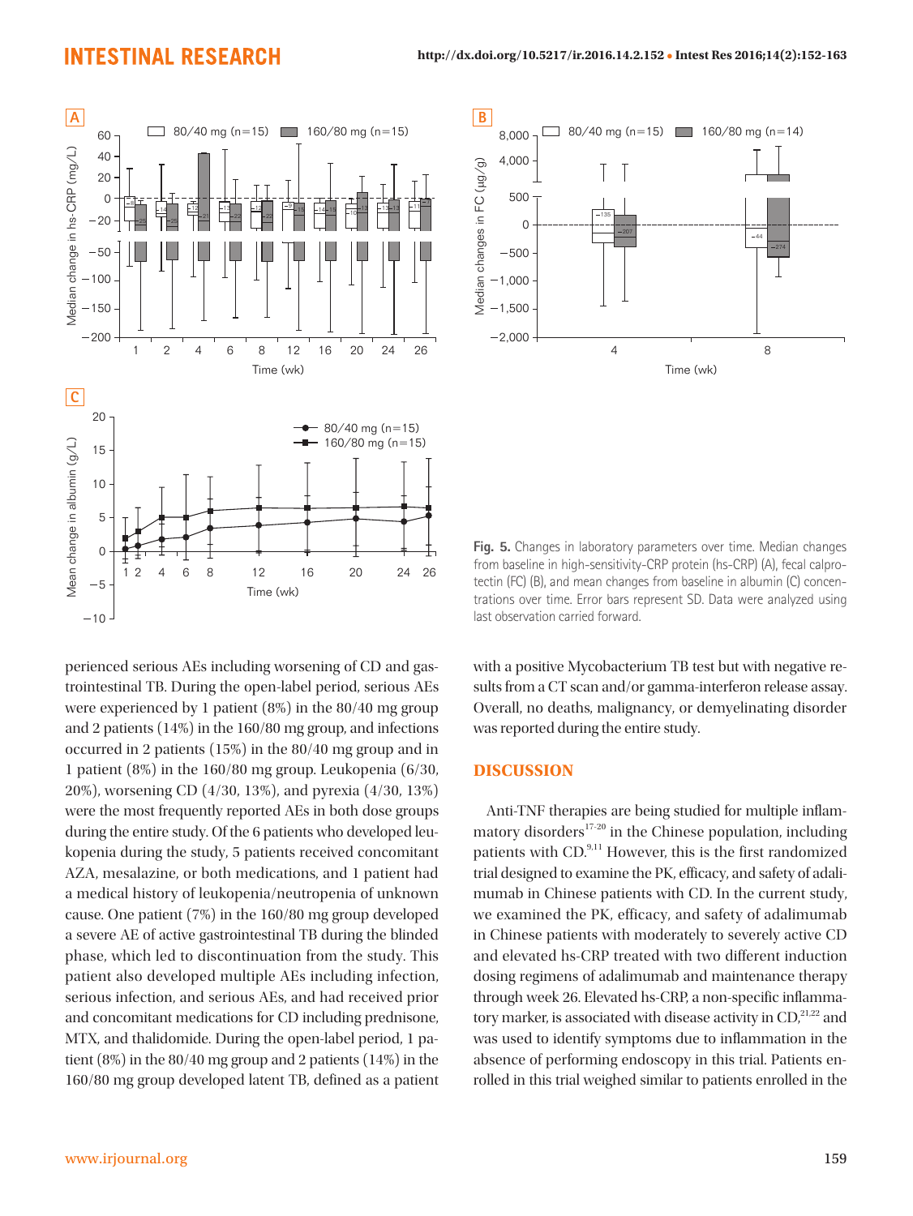Fig. 5. Changes in laboratory parameters over time. Median changes from baseline in high-sensitivity-CRP protein (hs-CRP) (A), fecal calprotectin (FC) (B), and mean changes from baseline in albumin (C) concentrations over time. Error bars represent SD. Data were analyzed using last observation carried forward.

perienced serious AEs including worsening of CD and gastrointestinal TB. During the open-label period, serious AEs were experienced by 1 patient (8%) in the 80/40 mg group and 2 patients (14%) in the 160/80 mg group, and infections occurred in 2 patients (15%) in the 80/40 mg group and in 1 patient (8%) in the 160/80 mg group. Leukopenia (6/30, 20%), worsening CD (4/30, 13%), and pyrexia (4/30, 13%) were the most frequently reported AEs in both dose groups during the entire study. Of the 6 patients who developed leukopenia during the study, 5 patients received concomitant AZA, mesalazine, or both medications, and 1 patient had a medical history of leukopenia/neutropenia of unknown cause. One patient (7%) in the 160/80 mg group developed a severe AE of active gastrointestinal TB during the blinded phase, which led to discontinuation from the study. This patient also developed multiple AEs including infection, serious infection, and serious AEs, and had received prior and concomitant medications for CD including prednisone, MTX, and thalidomide. During the open-label period, 1 patient (8%) in the 80/40 mg group and 2 patients (14%) in the 160/80 mg group developed latent TB, defined as a patient with a positive Mycobacterium TB test but with negative results from a CT scan and/or gamma-interferon release assay. Overall, no deaths, malignancy, or demyelinating disorder was reported during the entire study.

## DISCUSSION

Anti-TNF therapies are being studied for multiple inflammatory disorders[17-20] in the Chinese population, including patients with CD.[9,11] However, this is the first randomized trial designed to examine the PK, efficacy, and safety of adalimumab in Chinese patients with CD. In the current study, we examined the PK, efficacy, and safety of adalimumab in Chinese patients with moderately to severely active CD and elevated hs-CRP treated with two different induction dosing regimens of adalimumab and maintenance therapy through week 26. Elevated hs-CRP, a non-specific inflammatory marker, is associated with disease activity in CD,[21,22] and was used to identify symptoms due to inflammation in the absence of performing endoscopy in this trial. Patients enrolled in this trial weighed similar to patients enrolled in the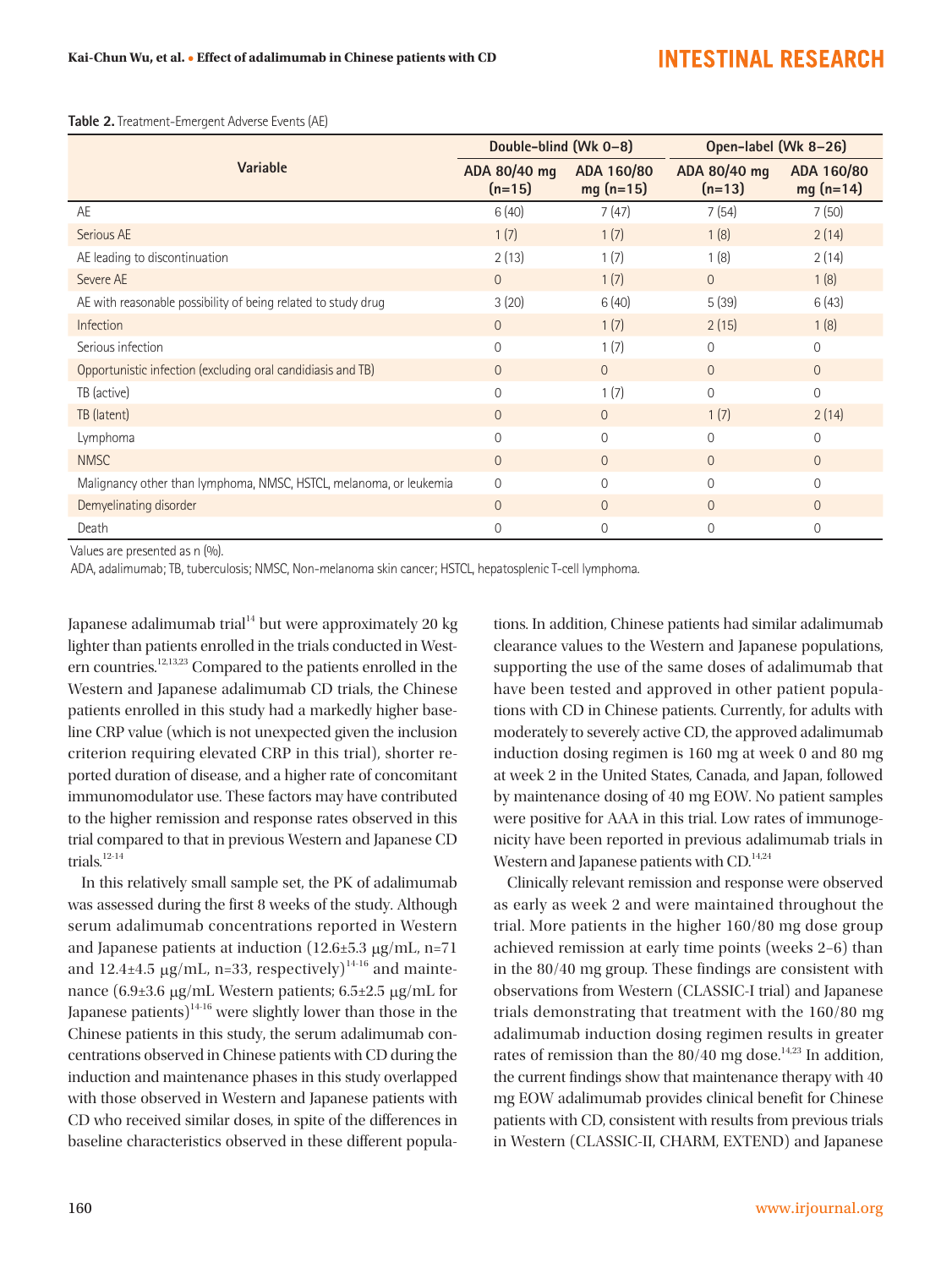**Table 2.** Treatment-Emergent Adverse Events (AE)

| Variable | Double-blind (Wk 0–8) | | Open-label (Wk 8–26) | |
|---|---|---|---|---|
| | ADA 80/40 mg (n=15) | ADA 160/80 mg (n=15) | ADA 80/40 mg (n=13) | ADA 160/80 mg (n=14) |
| AE | 6 (40) | 7 (47) | 7 (54) | 7 (50) |
| Serious AE | 1 (7) | 1 (7) | 1 (8) | 2 (14) |
| AE leading to discontinuation | 2 (13) | 1 (7) | 1 (8) | 2 (14) |
| Severe AE | 0 | 1 (7) | 0 | 1 (8) |
| AE with reasonable possibility of being related to study drug | 3 (20) | 6 (40) | 5 (39) | 6 (43) |
| Infection | 0 | 1 (7) | 2 (15) | 1 (8) |
| Serious infection | 0 | 1 (7) | 0 | 0 |
| Opportunistic infection (excluding oral candidiasis and TB) | 0 | 0 | 0 | 0 |
| TB (active) | 0 | 1 (7) | 0 | 0 |
| TB (latent) | 0 | 0 | 1 (7) | 2 (14) |
| Lymphoma | 0 | 0 | 0 | 0 |
| NMSC | 0 | 0 | 0 | 0 |
| Malignancy other than lymphoma, NMSC, HSTCL, melanoma, or leukemia | 0 | 0 | 0 | 0 |
| Demyelinating disorder | 0 | 0 | 0 | 0 |
| Death | 0 | 0 | 0 | 0 |

Values are presented as n (%).

ADA, adalimumab; TB, tuberculosis; NMSC, Non-melanoma skin cancer; HSTCL, hepatosplenic T-cell lymphoma.

Japanese adalimumab trial[14] but were approximately 20 kg lighter than patients enrolled in the trials conducted in Western countries.[12,13,23] Compared to the patients enrolled in the Western and Japanese adalimumab CD trials, the Chinese patients enrolled in this study had a markedly higher baseline CRP value (which is not unexpected given the inclusion criterion requiring elevated CRP in this trial), shorter reported duration of disease, and a higher rate of concomitant immunomodulator use. These factors may have contributed to the higher remission and response rates observed in this trial compared to that in previous Western and Japanese CD trials.[12-14]

In this relatively small sample set, the PK of adalimumab was assessed during the first 8 weeks of the study. Although serum adalimumab concentrations reported in Western and Japanese patients at induction (12.6±5.3 μg/mL, n=71 and 12.4±4.5 μg/mL, n=33, respectively)[14-16] and maintenance (6.9±3.6 μg/mL Western patients; 6.5±2.5 μg/mL for Japanese patients)[14-16] were slightly lower than those in the Chinese patients in this study, the serum adalimumab concentrations observed in Chinese patients with CD during the induction and maintenance phases in this study overlapped with those observed in Western and Japanese patients with CD who received similar doses, in spite of the differences in baseline characteristics observed in these different populations. In addition, Chinese patients had similar adalimumab clearance values to the Western and Japanese populations, supporting the use of the same doses of adalimumab that have been tested and approved in other patient populations with CD in Chinese patients. Currently, for adults with moderately to severely active CD, the approved adalimumab induction dosing regimen is 160 mg at week 0 and 80 mg at week 2 in the United States, Canada, and Japan, followed by maintenance dosing of 40 mg EOW. No patient samples were positive for AAA in this trial. Low rates of immunogenicity have been reported in previous adalimumab trials in Western and Japanese patients with CD.[14,24]

Clinically relevant remission and response were observed as early as week 2 and were maintained throughout the trial. More patients in the higher 160/80 mg dose group achieved remission at early time points (weeks 2–6) than in the 80/40 mg group. These findings are consistent with observations from Western (CLASSIC-I trial) and Japanese trials demonstrating that treatment with the 160/80 mg adalimumab induction dosing regimen results in greater rates of remission than the 80/40 mg dose.[14,23] In addition, the current findings show that maintenance therapy with 40 mg EOW adalimumab provides clinical benefit for Chinese patients with CD, consistent with results from previous trials in Western (CLASSIC-II, CHARM, EXTEND) and Japanese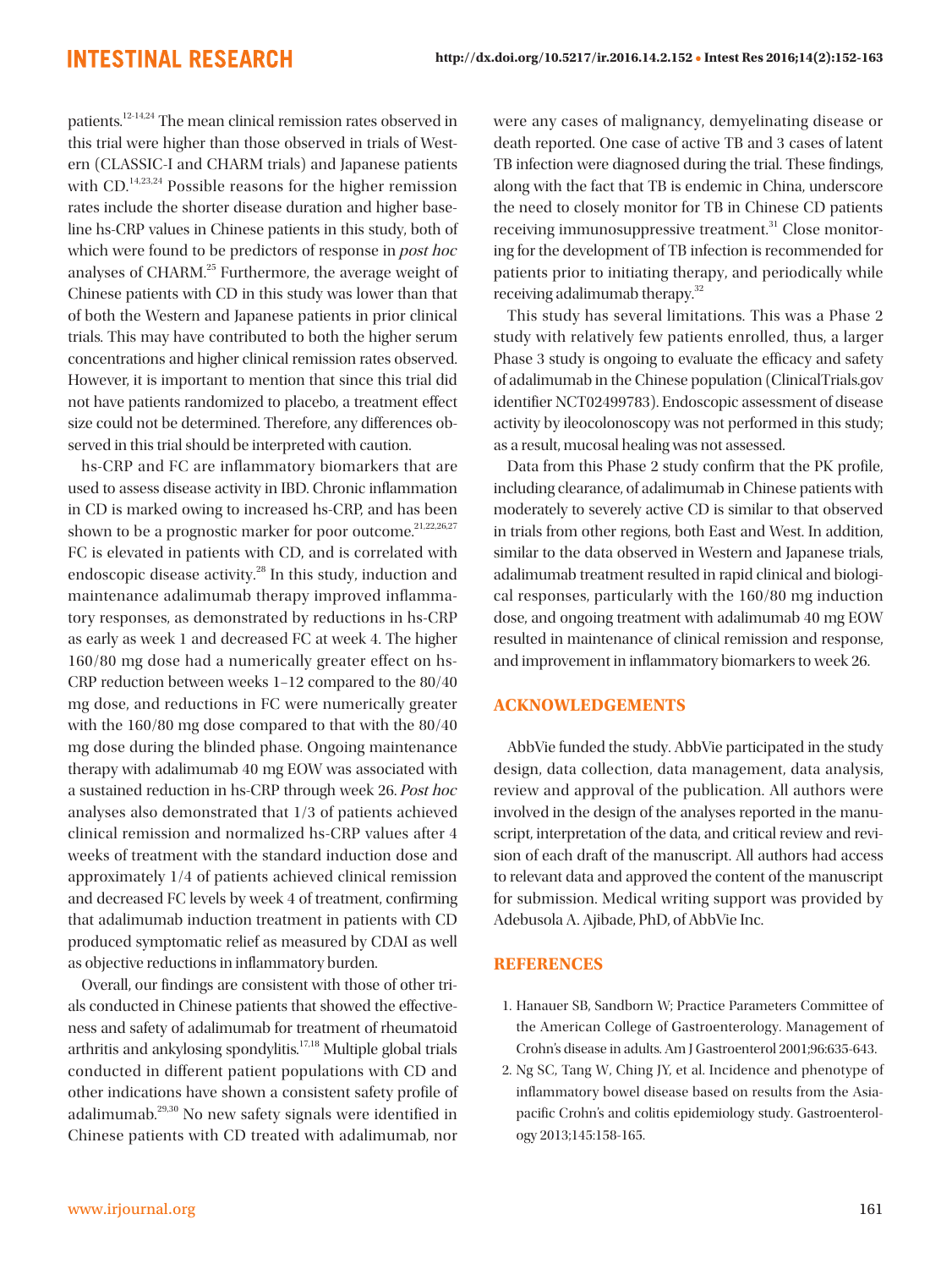patients.[12-14,24] The mean clinical remission rates observed in this trial were higher than those observed in trials of Western (CLASSIC-I and CHARM trials) and Japanese patients with CD.[14,23,24] Possible reasons for the higher remission rates include the shorter disease duration and higher baseline hs-CRP values in Chinese patients in this study, both of which were found to be predictors of response in *post hoc* analyses of CHARM.[25] Furthermore, the average weight of Chinese patients with CD in this study was lower than that of both the Western and Japanese patients in prior clinical trials. This may have contributed to both the higher serum concentrations and higher clinical remission rates observed. However, it is important to mention that since this trial did not have patients randomized to placebo, a treatment effect size could not be determined. Therefore, any differences observed in this trial should be interpreted with caution.

hs-CRP and FC are inflammatory biomarkers that are used to assess disease activity in IBD. Chronic inflammation in CD is marked owing to increased hs-CRP, and has been shown to be a prognostic marker for poor outcome.[21,22,26,27] FC is elevated in patients with CD, and is correlated with endoscopic disease activity.[28] In this study, induction and maintenance adalimumab therapy improved inflammatory responses, as demonstrated by reductions in hs-CRP as early as week 1 and decreased FC at week 4. The higher 160/80 mg dose had a numerically greater effect on hs-CRP reduction between weeks 1–12 compared to the 80/40 mg dose, and reductions in FC were numerically greater with the 160/80 mg dose compared to that with the 80/40 mg dose during the blinded phase. Ongoing maintenance therapy with adalimumab 40 mg EOW was associated with a sustained reduction in hs-CRP through week 26. *Post hoc* analyses also demonstrated that 1/3 of patients achieved clinical remission and normalized hs-CRP values after 4 weeks of treatment with the standard induction dose and approximately 1/4 of patients achieved clinical remission and decreased FC levels by week 4 of treatment, confirming that adalimumab induction treatment in patients with CD produced symptomatic relief as measured by CDAI as well as objective reductions in inflammatory burden.

Overall, our findings are consistent with those of other trials conducted in Chinese patients that showed the effectiveness and safety of adalimumab for treatment of rheumatoid arthritis and ankylosing spondylitis.[17,18] Multiple global trials conducted in different patient populations with CD and other indications have shown a consistent safety profile of adalimumab.[29,30] No new safety signals were identified in Chinese patients with CD treated with adalimumab, nor were any cases of malignancy, demyelinating disease or death reported. One case of active TB and 3 cases of latent TB infection were diagnosed during the trial. These findings, along with the fact that TB is endemic in China, underscore the need to closely monitor for TB in Chinese CD patients receiving immunosuppressive treatment.[31] Close monitoring for the development of TB infection is recommended for patients prior to initiating therapy, and periodically while receiving adalimumab therapy.[32]

This study has several limitations. This was a Phase 2 study with relatively few patients enrolled, thus, a larger Phase 3 study is ongoing to evaluate the efficacy and safety of adalimumab in the Chinese population (ClinicalTrials.gov identifier NCT02499783). Endoscopic assessment of disease activity by ileocolonoscopy was not performed in this study; as a result, mucosal healing was not assessed.

Data from this Phase 2 study confirm that the PK profile, including clearance, of adalimumab in Chinese patients with moderately to severely active CD is similar to that observed in trials from other regions, both East and West. In addition, similar to the data observed in Western and Japanese trials, adalimumab treatment resulted in rapid clinical and biological responses, particularly with the 160/80 mg induction dose, and ongoing treatment with adalimumab 40 mg EOW resulted in maintenance of clinical remission and response, and improvement in inflammatory biomarkers to week 26.

## ACKNOWLEDGEMENTS

AbbVie funded the study. AbbVie participated in the study design, data collection, data management, data analysis, review and approval of the publication. All authors were involved in the design of the analyses reported in the manuscript, interpretation of the data, and critical review and revision of each draft of the manuscript. All authors had access to relevant data and approved the content of the manuscript for submission. Medical writing support was provided by Adebusola A. Ajibade, PhD, of AbbVie Inc.

## REFERENCES

1. Hanauer SB, Sandborn W; Practice Parameters Committee of the American College of Gastroenterology. Management of Crohn's disease in adults. Am J Gastroenterol 2001;96:635-643.
2. Ng SC, Tang W, Ching JY, et al. Incidence and phenotype of inflammatory bowel disease based on results from the Asia-pacific Crohn's and colitis epidemiology study. Gastroenterology 2013;145:158-165.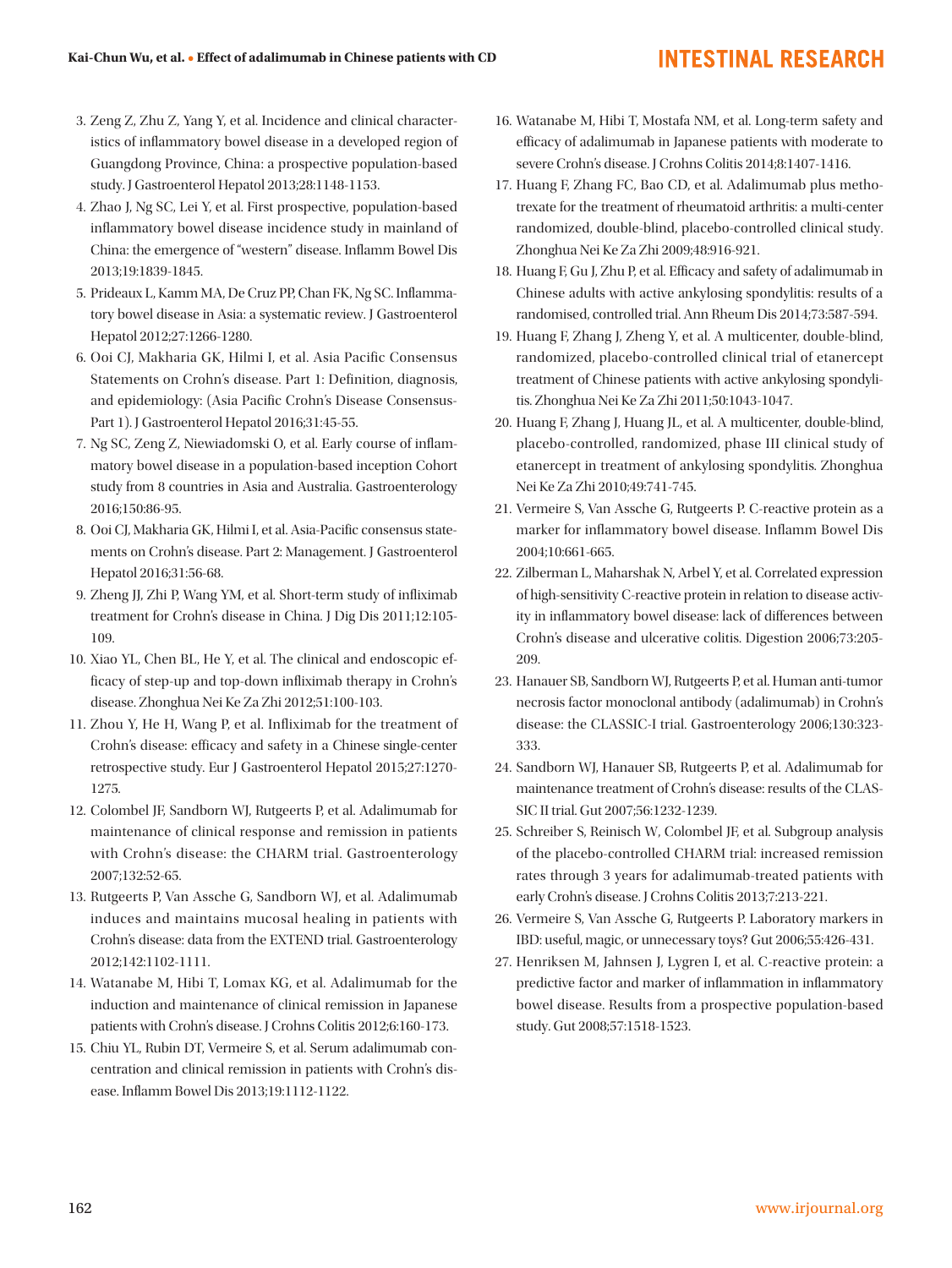3. Zeng Z, Zhu Z, Yang Y, et al. Incidence and clinical characteristics of inflammatory bowel disease in a developed region of Guangdong Province, China: a prospective population-based study. J Gastroenterol Hepatol 2013;28:1148-1153.
4. Zhao J, Ng SC, Lei Y, et al. First prospective, population-based inflammatory bowel disease incidence study in mainland of China: the emergence of "western" disease. Inflamm Bowel Dis 2013;19:1839-1845.
5. Prideaux L, Kamm MA, De Cruz PP, Chan FK, Ng SC. Inflammatory bowel disease in Asia: a systematic review. J Gastroenterol Hepatol 2012;27:1266-1280.
6. Ooi CJ, Makharia GK, Hilmi I, et al. Asia Pacific Consensus Statements on Crohn's disease. Part 1: Definition, diagnosis, and epidemiology: (Asia Pacific Crohn's Disease Consensus-Part 1). J Gastroenterol Hepatol 2016;31:45-55.
7. Ng SC, Zeng Z, Niewiadomski O, et al. Early course of inflammatory bowel disease in a population-based inception Cohort study from 8 countries in Asia and Australia. Gastroenterology 2016;150:86-95.
8. Ooi CJ, Makharia GK, Hilmi I, et al. Asia-Pacific consensus statements on Crohn's disease. Part 2: Management. J Gastroenterol Hepatol 2016;31:56-68.
9. Zheng JJ, Zhi P, Wang YM, et al. Short-term study of infliximab treatment for Crohn's disease in China. J Dig Dis 2011;12:105-109.
10. Xiao YL, Chen BL, He Y, et al. The clinical and endoscopic efficacy of step-up and top-down infliximab therapy in Crohn's disease. Zhonghua Nei Ke Za Zhi 2012;51:100-103.
11. Zhou Y, He H, Wang P, et al. Infliximab for the treatment of Crohn's disease: efficacy and safety in a Chinese single-center retrospective study. Eur J Gastroenterol Hepatol 2015;27:1270-1275.
12. Colombel JF, Sandborn WJ, Rutgeerts P, et al. Adalimumab for maintenance of clinical response and remission in patients with Crohn's disease: the CHARM trial. Gastroenterology 2007;132:52-65.
13. Rutgeerts P, Van Assche G, Sandborn WJ, et al. Adalimumab induces and maintains mucosal healing in patients with Crohn's disease: data from the EXTEND trial. Gastroenterology 2012;142:1102-1111.
14. Watanabe M, Hibi T, Lomax KG, et al. Adalimumab for the induction and maintenance of clinical remission in Japanese patients with Crohn's disease. J Crohns Colitis 2012;6:160-173.
15. Chiu YL, Rubin DT, Vermeire S, et al. Serum adalimumab concentration and clinical remission in patients with Crohn's disease. Inflamm Bowel Dis 2013;19:1112-1122.
16. Watanabe M, Hibi T, Mostafa NM, et al. Long-term safety and efficacy of adalimumab in Japanese patients with moderate to severe Crohn's disease. J Crohns Colitis 2014;8:1407-1416.
17. Huang F, Zhang FC, Bao CD, et al. Adalimumab plus methotrexate for the treatment of rheumatoid arthritis: a multi-center randomized, double-blind, placebo-controlled clinical study. Zhonghua Nei Ke Za Zhi 2009;48:916-921.
18. Huang F, Gu J, Zhu P, et al. Efficacy and safety of adalimumab in Chinese adults with active ankylosing spondylitis: results of a randomised, controlled trial. Ann Rheum Dis 2014;73:587-594.
19. Huang F, Zhang J, Zheng Y, et al. A multicenter, double-blind, randomized, placebo-controlled clinical trial of etanercept treatment of Chinese patients with active ankylosing spondylitis. Zhonghua Nei Ke Za Zhi 2011;50:1043-1047.
20. Huang F, Zhang J, Huang JL, et al. A multicenter, double-blind, placebo-controlled, randomized, phase III clinical study of etanercept in treatment of ankylosing spondylitis. Zhonghua Nei Ke Za Zhi 2010;49:741-745.
21. Vermeire S, Van Assche G, Rutgeerts P. C-reactive protein as a marker for inflammatory bowel disease. Inflamm Bowel Dis 2004;10:661-665.
22. Zilberman L, Maharshak N, Arbel Y, et al. Correlated expression of high-sensitivity C-reactive protein in relation to disease activity in inflammatory bowel disease: lack of differences between Crohn's disease and ulcerative colitis. Digestion 2006;73:205-209.
23. Hanauer SB, Sandborn WJ, Rutgeerts P, et al. Human anti-tumor necrosis factor monoclonal antibody (adalimumab) in Crohn's disease: the CLASSIC-I trial. Gastroenterology 2006;130:323-333.
24. Sandborn WJ, Hanauer SB, Rutgeerts P, et al. Adalimumab for maintenance treatment of Crohn's disease: results of the CLASSIC II trial. Gut 2007;56:1232-1239.
25. Schreiber S, Reinisch W, Colombel JF, et al. Subgroup analysis of the placebo-controlled CHARM trial: increased remission rates through 3 years for adalimumab-treated patients with early Crohn's disease. J Crohns Colitis 2013;7:213-221.
26. Vermeire S, Van Assche G, Rutgeerts P. Laboratory markers in IBD: useful, magic, or unnecessary toys? Gut 2006;55:426-431.
27. Henriksen M, Jahnsen J, Lygren I, et al. C-reactive protein: a predictive factor and marker of inflammation in inflammatory bowel disease. Results from a prospective population-based study. Gut 2008;57:1518-1523.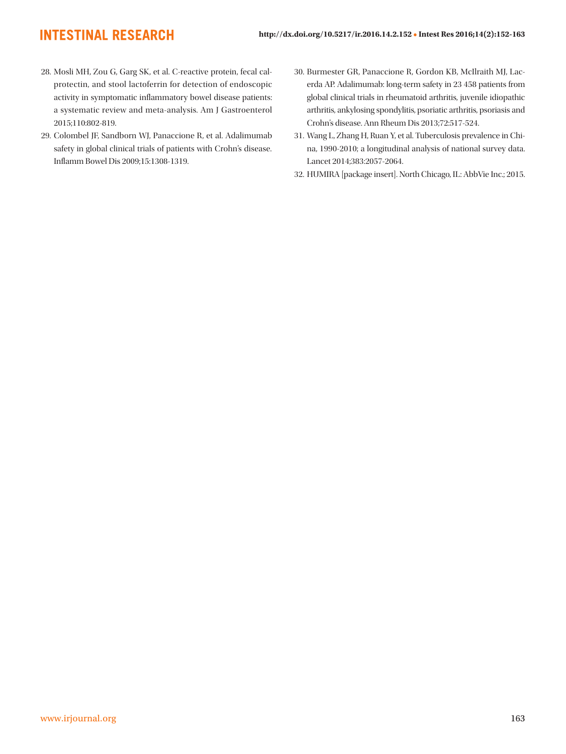28. Mosli MH, Zou G, Garg SK, et al. C-reactive protein, fecal calprotectin, and stool lactoferrin for detection of endoscopic activity in symptomatic inflammatory bowel disease patients: a systematic review and meta-analysis. Am J Gastroenterol 2015;110:802-819.
29. Colombel JF, Sandborn WJ, Panaccione R, et al. Adalimumab safety in global clinical trials of patients with Crohn's disease. Inflamm Bowel Dis 2009;15:1308-1319.
30. Burmester GR, Panaccione R, Gordon KB, McIlraith MJ, Lacerda AP. Adalimumab: long-term safety in 23 458 patients from global clinical trials in rheumatoid arthritis, juvenile idiopathic arthritis, ankylosing spondylitis, psoriatic arthritis, psoriasis and Crohn's disease. Ann Rheum Dis 2013;72:517-524.
31. Wang L, Zhang H, Ruan Y, et al. Tuberculosis prevalence in China, 1990-2010; a longitudinal analysis of national survey data. Lancet 2014;383:2057-2064.
32. HUMIRA [package insert]. North Chicago, IL: AbbVie Inc.; 2015.